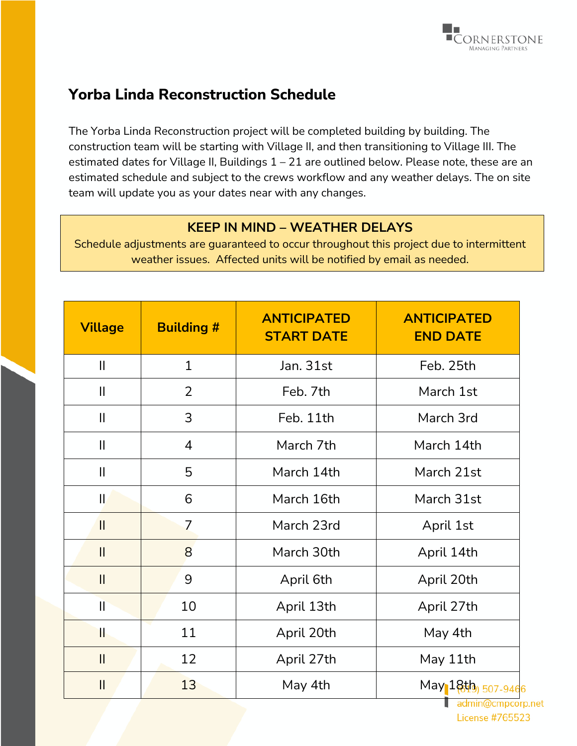# Yorba Linda Reconstruction Schedule

The Yorba Linda Reconstruction project will be completed building by building. The construction team will be starting with Village II, and then transitioning to Village III. The estimated dates for Village II, Buildings 1 – 21 are outlined below. Please note, these are an estimated schedule and subject to the crews workflow and any weather delays. The on site team will update you as your dates near with any changes.

**KEEP IN MIND – WEATHER DELAYS**

Schedule adjustments are guaranteed to occur throughout this project due to intermittent weather issues. Affected units will be notified by email as needed.

| Village | Building # | ANTICIPATED START DATE | ANTICIPATED END DATE |
|---|---|---|---|
| II | 1 | Jan. 31st | Feb. 25th |
| II | 2 | Feb. 7th | March 1st |
| II | 3 | Feb. 11th | March 3rd |
| II | 4 | March 7th | March 14th |
| II | 5 | March 14th | March 21st |
| II | 6 | March 16th | March 31st |
| II | 7 | March 23rd | April 1st |
| II | 8 | March 30th | April 14th |
| II | 9 | April 6th | April 20th |
| II | 10 | April 13th | April 27th |
| II | 11 | April 20th | May 4th |
| II | 12 | April 27th | May 11th |
| II | 13 | May 4th | May 18th |

(619) 507-9466
admin@cmpcorp.net
License #765523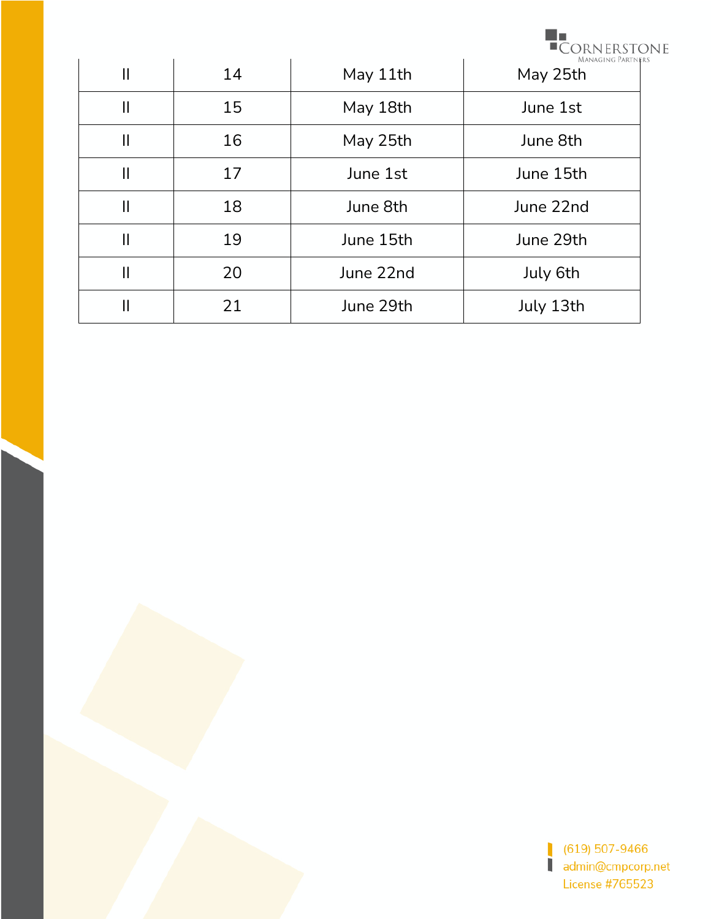| | | | |
|---|---|---|---|
| II | 14 | May 11th | May 25th |
| II | 15 | May 18th | June 1st |
| II | 16 | May 25th | June 8th |
| II | 17 | June 1st | June 15th |
| II | 18 | June 8th | June 22nd |
| II | 19 | June 15th | June 29th |
| II | 20 | June 22nd | July 6th |
| II | 21 | June 29th | July 13th |

(619) 507-9466
admin@cmpcorp.net
License #765523